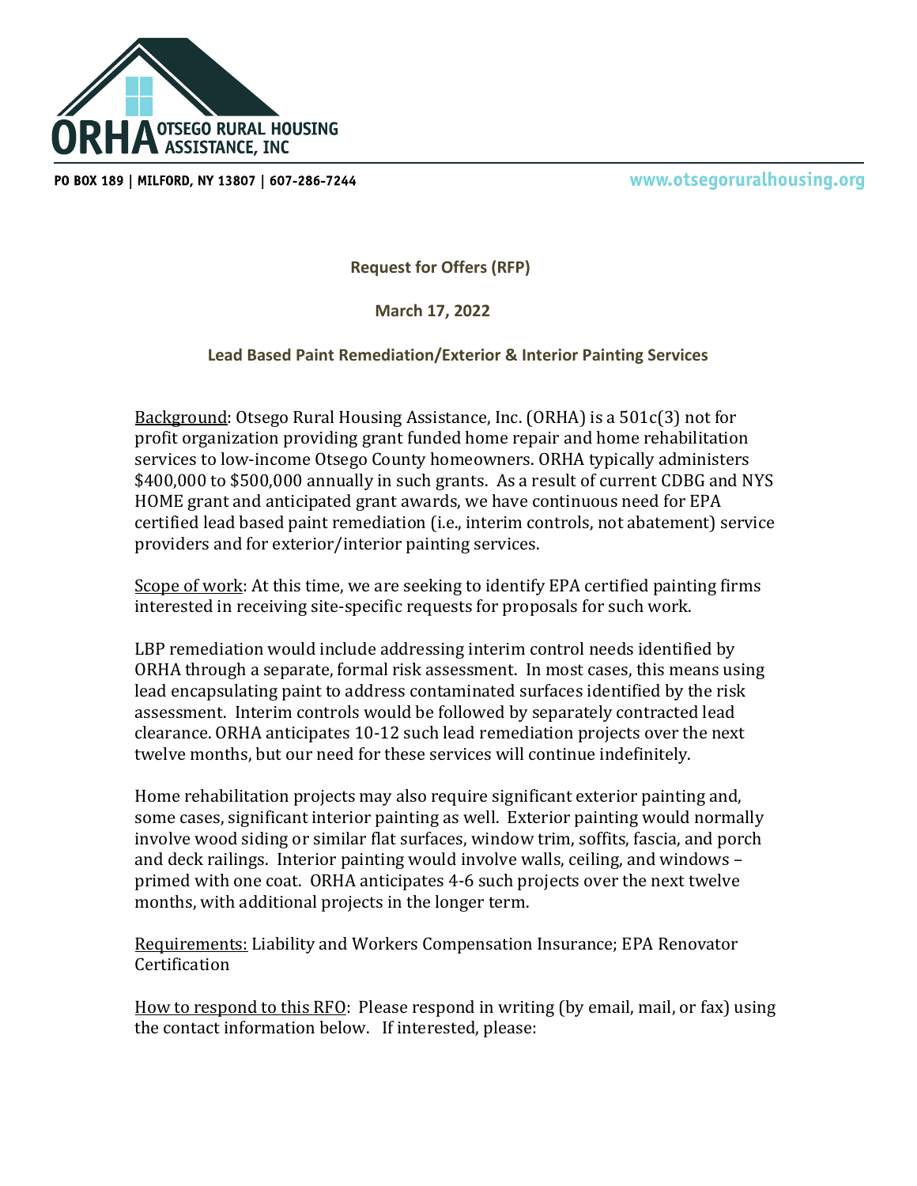ORHA OTSEGO RURAL HOUSING ASSISTANCE, INC

PO BOX 189 | MILFORD, NY 13807 | 607-286-7244

www.otsegoruralhousing.org

**Request for Offers (RFP)**

**March 17, 2022**

**Lead Based Paint Remediation/Exterior & Interior Painting Services**

Background: Otsego Rural Housing Assistance, Inc. (ORHA) is a 501c(3) not for profit organization providing grant funded home repair and home rehabilitation services to low-income Otsego County homeowners. ORHA typically administers $400,000 to $500,000 annually in such grants. As a result of current CDBG and NYS HOME grant and anticipated grant awards, we have continuous need for EPA certified lead based paint remediation (i.e., interim controls, not abatement) service providers and for exterior/interior painting services.

Scope of work: At this time, we are seeking to identify EPA certified painting firms interested in receiving site-specific requests for proposals for such work.

LBP remediation would include addressing interim control needs identified by ORHA through a separate, formal risk assessment. In most cases, this means using lead encapsulating paint to address contaminated surfaces identified by the risk assessment. Interim controls would be followed by separately contracted lead clearance. ORHA anticipates 10-12 such lead remediation projects over the next twelve months, but our need for these services will continue indefinitely.

Home rehabilitation projects may also require significant exterior painting and, some cases, significant interior painting as well. Exterior painting would normally involve wood siding or similar flat surfaces, window trim, soffits, fascia, and porch and deck railings. Interior painting would involve walls, ceiling, and windows – primed with one coat. ORHA anticipates 4-6 such projects over the next twelve months, with additional projects in the longer term.

Requirements: Liability and Workers Compensation Insurance; EPA Renovator Certification

How to respond to this RFO: Please respond in writing (by email, mail, or fax) using the contact information below. If interested, please: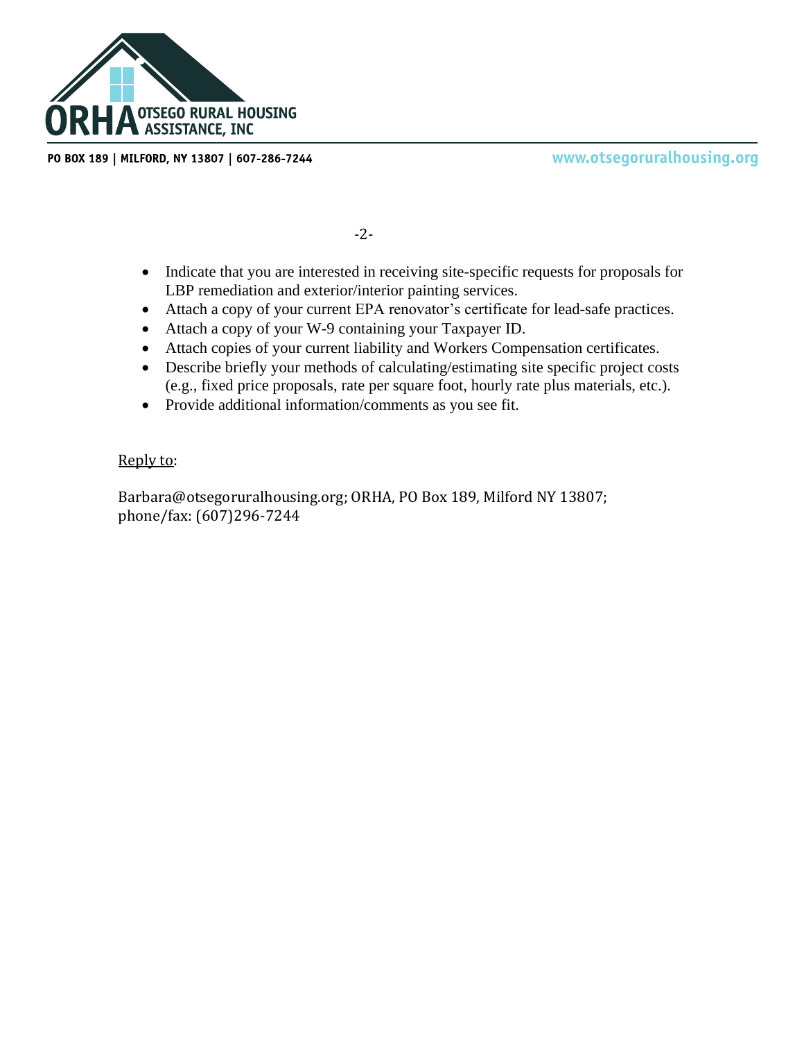- Indicate that you are interested in receiving site-specific requests for proposals for LBP remediation and exterior/interior painting services.
- Attach a copy of your current EPA renovator's certificate for lead-safe practices.
- Attach a copy of your W-9 containing your Taxpayer ID.
- Attach copies of your current liability and Workers Compensation certificates.
- Describe briefly your methods of calculating/estimating site specific project costs (e.g., fixed price proposals, rate per square foot, hourly rate plus materials, etc.).
- Provide additional information/comments as you see fit.

<u>Reply to</u>:

Barbara@otsegoruralhousing.org; ORHA, PO Box 189, Milford NY 13807; phone/fax: (607)296-7244